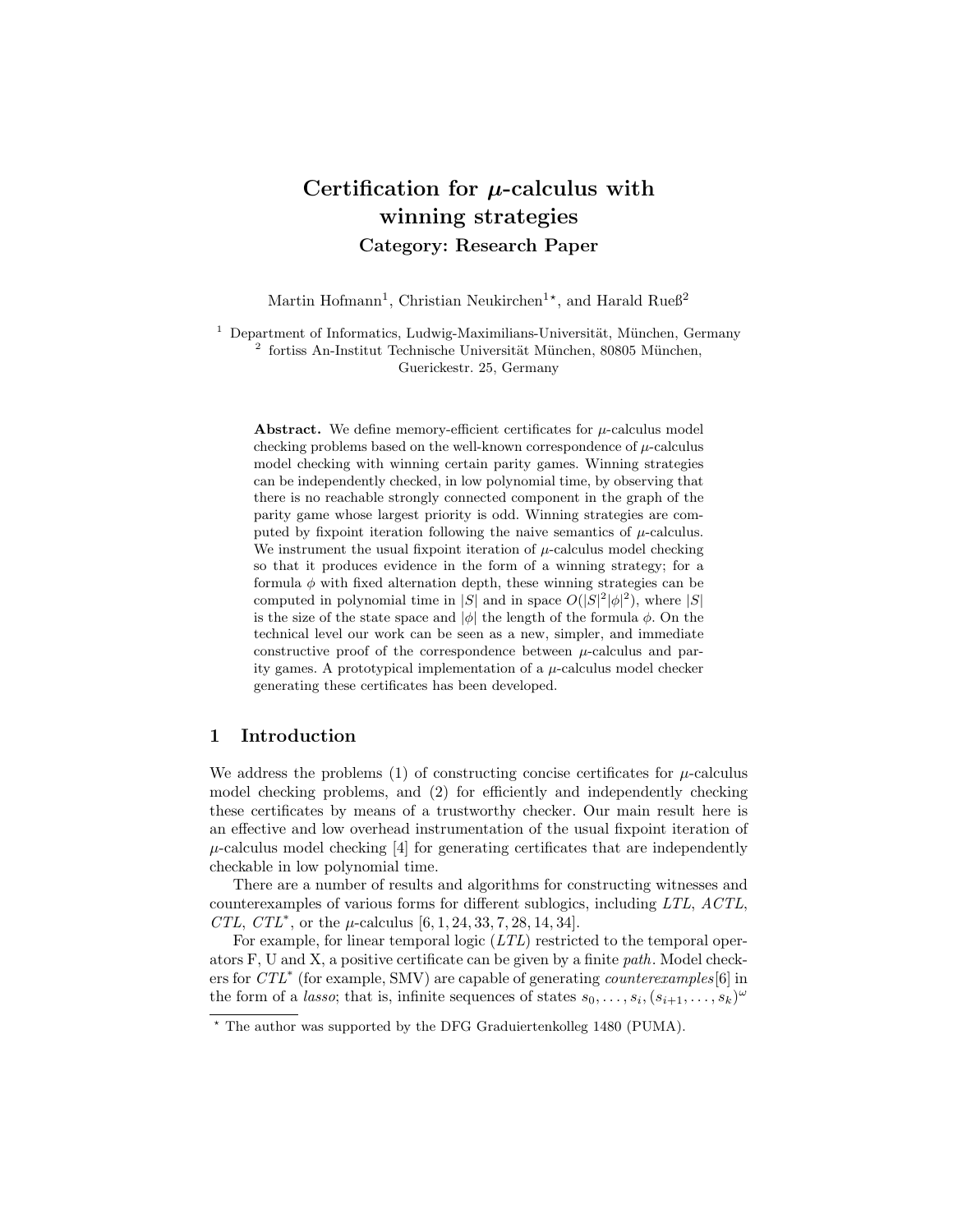# Certification for $\mu$-calculus with winning strategies

## Category: Research Paper

Martin Hofmann[1], Christian Neukirchen[1⋆], and Harald Rueß[2]

[1] Department of Informatics, Ludwig-Maximilians-Universität, München, Germany
[2] fortiss An-Institut Technische Universität München, 80805 München, Guerickestr. 25, Germany

**Abstract.** We define memory-efficient certificates for $\mu$-calculus model checking problems based on the well-known correspondence of $\mu$-calculus model checking with winning certain parity games. Winning strategies can be independently checked, in low polynomial time, by observing that there is no reachable strongly connected component in the graph of the parity game whose largest priority is odd. Winning strategies are computed by fixpoint iteration following the naive semantics of $\mu$-calculus. We instrument the usual fixpoint iteration of $\mu$-calculus model checking so that it produces evidence in the form of a winning strategy; for a formula $\phi$ with fixed alternation depth, these winning strategies can be computed in polynomial time in $|S|$ and in space $O(|S|^2|\phi|^2)$, where $|S|$ is the size of the state space and $|\phi|$ the length of the formula $\phi$. On the technical level our work can be seen as a new, simpler, and immediate constructive proof of the correspondence between $\mu$-calculus and parity games. A prototypical implementation of a $\mu$-calculus model checker generating these certificates has been developed.

## 1 Introduction

We address the problems (1) of constructing concise certificates for $\mu$-calculus model checking problems, and (2) for efficiently and independently checking these certificates by means of a trustworthy checker. Our main result here is an effective and low overhead instrumentation of the usual fixpoint iteration of $\mu$-calculus model checking [4] for generating certificates that are independently checkable in low polynomial time.

There are a number of results and algorithms for constructing witnesses and counterexamples of various forms for different sublogics, including *LTL*, *ACTL*, *CTL*, *CTL*$^*$, or the $\mu$-calculus [6, 1, 24, 33, 7, 28, 14, 34].

For example, for linear temporal logic (*LTL*) restricted to the temporal operators F, U and X, a positive certificate can be given by a finite *path*. Model checkers for *CTL*$^*$ (for example, SMV) are capable of generating *counterexamples*[6] in the form of a *lasso*; that is, infinite sequences of states $s_0, \ldots, s_i, (s_{i+1}, \ldots, s_k)^\omega$

⋆ The author was supported by the DFG Graduiertenkolleg 1480 (PUMA).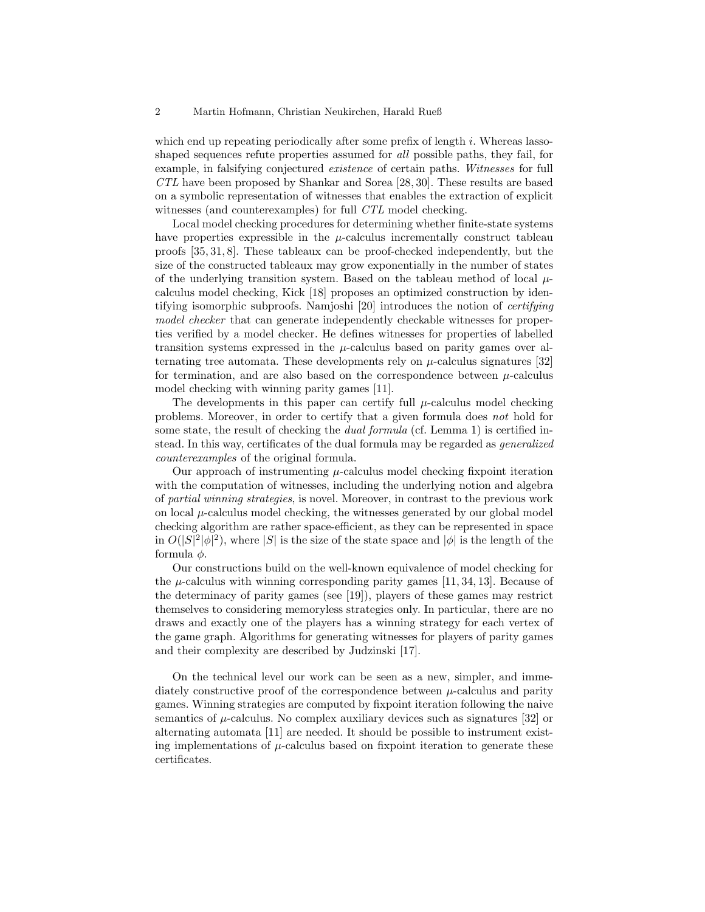which end up repeating periodically after some prefix of length $i$. Whereas lasso-shaped sequences refute properties assumed for *all* possible paths, they fail, for example, in falsifying conjectured *existence* of certain paths. *Witnesses* for full *CTL* have been proposed by Shankar and Sorea [28, 30]. These results are based on a symbolic representation of witnesses that enables the extraction of explicit witnesses (and counterexamples) for full *CTL* model checking.

Local model checking procedures for determining whether finite-state systems have properties expressible in the $\mu$-calculus incrementally construct tableau proofs [35, 31, 8]. These tableaux can be proof-checked independently, but the size of the constructed tableaux may grow exponentially in the number of states of the underlying transition system. Based on the tableau method of local $\mu$-calculus model checking, Kick [18] proposes an optimized construction by identifying isomorphic subproofs. Namjoshi [20] introduces the notion of *certifying model checker* that can generate independently checkable witnesses for properties verified by a model checker. He defines witnesses for properties of labelled transition systems expressed in the $\mu$-calculus based on parity games over alternating tree automata. These developments rely on $\mu$-calculus signatures [32] for termination, and are also based on the correspondence between $\mu$-calculus model checking with winning parity games [11].

The developments in this paper can certify full $\mu$-calculus model checking problems. Moreover, in order to certify that a given formula does *not* hold for some state, the result of checking the *dual formula* (cf. Lemma 1) is certified instead. In this way, certificates of the dual formula may be regarded as *generalized counterexamples* of the original formula.

Our approach of instrumenting $\mu$-calculus model checking fixpoint iteration with the computation of witnesses, including the underlying notion and algebra of *partial winning strategies*, is novel. Moreover, in contrast to the previous work on local $\mu$-calculus model checking, the witnesses generated by our global model checking algorithm are rather space-efficient, as they can be represented in space in $O(|S|^2|\phi|^2)$, where $|S|$ is the size of the state space and $|\phi|$ is the length of the formula $\phi$.

Our constructions build on the well-known equivalence of model checking for the $\mu$-calculus with winning corresponding parity games [11, 34, 13]. Because of the determinacy of parity games (see [19]), players of these games may restrict themselves to considering memoryless strategies only. In particular, there are no draws and exactly one of the players has a winning strategy for each vertex of the game graph. Algorithms for generating witnesses for players of parity games and their complexity are described by Judzinski [17].

On the technical level our work can be seen as a new, simpler, and immediately constructive proof of the correspondence between $\mu$-calculus and parity games. Winning strategies are computed by fixpoint iteration following the naive semantics of $\mu$-calculus. No complex auxiliary devices such as signatures [32] or alternating automata [11] are needed. It should be possible to instrument existing implementations of $\mu$-calculus based on fixpoint iteration to generate these certificates.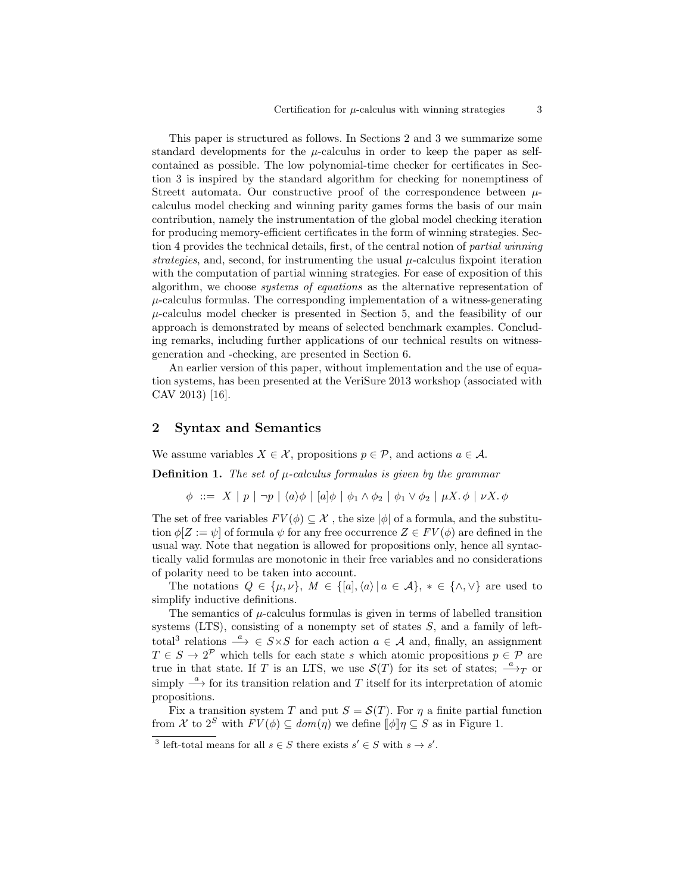This paper is structured as follows. In Sections 2 and 3 we summarize some standard developments for the $\mu$-calculus in order to keep the paper as self-contained as possible. The low polynomial-time checker for certificates in Section 3 is inspired by the standard algorithm for checking for nonemptiness of Streett automata. Our constructive proof of the correspondence between $\mu$-calculus model checking and winning parity games forms the basis of our main contribution, namely the instrumentation of the global model checking iteration for producing memory-efficient certificates in the form of winning strategies. Section 4 provides the technical details, first, of the central notion of *partial winning strategies*, and, second, for instrumenting the usual $\mu$-calculus fixpoint iteration with the computation of partial winning strategies. For ease of exposition of this algorithm, we choose *systems of equations* as the alternative representation of $\mu$-calculus formulas. The corresponding implementation of a witness-generating $\mu$-calculus model checker is presented in Section 5, and the feasibility of our approach is demonstrated by means of selected benchmark examples. Concluding remarks, including further applications of our technical results on witness-generation and -checking, are presented in Section 6.

An earlier version of this paper, without implementation and the use of equation systems, has been presented at the VeriSure 2013 workshop (associated with CAV 2013) [16].

## 2 Syntax and Semantics

We assume variables $X \in \mathcal{X}$, propositions $p \in \mathcal{P}$, and actions $a \in \mathcal{A}$.

**Definition 1.** *The set of $\mu$-calculus formulas is given by the grammar*

$$\phi \ ::= \ X \mid p \mid \neg p \mid \langle a \rangle \phi \mid [a]\phi \mid \phi_1 \wedge \phi_2 \mid \phi_1 \vee \phi_2 \mid \mu X.\, \phi \mid \nu X.\, \phi$$

The set of free variables $FV(\phi) \subseteq \mathcal{X}$ , the size $|\phi|$ of a formula, and the substitution $\phi[Z := \psi]$ of formula $\psi$ for any free occurrence $Z \in FV(\phi)$ are defined in the usual way. Note that negation is allowed for propositions only, hence all syntactically valid formulas are monotonic in their free variables and no considerations of polarity need to be taken into account.

The notations $Q \in \{\mu, \nu\}$, $M \in \{[a], \langle a \rangle \mid a \in \mathcal{A}\}$, $* \in \{\wedge, \vee\}$ are used to simplify inductive definitions.

The semantics of $\mu$-calculus formulas is given in terms of labelled transition systems (LTS), consisting of a nonempty set of states $S$, and a family of left-total[3] relations $\stackrel{a}{\longrightarrow} \in S \times S$ for each action $a \in \mathcal{A}$ and, finally, an assignment $T \in S \to 2^{\mathcal{P}}$ which tells for each state $s$ which atomic propositions $p \in \mathcal{P}$ are true in that state. If $T$ is an LTS, we use $\mathcal{S}(T)$ for its set of states; $\stackrel{a}{\longrightarrow}_T$ or simply $\stackrel{a}{\longrightarrow}$ for its transition relation and $T$ itself for its interpretation of atomic propositions.

Fix a transition system $T$ and put $S = \mathcal{S}(T)$. For $\eta$ a finite partial function from $\mathcal{X}$ to $2^S$ with $FV(\phi) \subseteq dom(\eta)$ we define $[\![\phi]\!]\eta \subseteq S$ as in Figure 1.

[3] left-total means for all $s \in S$ there exists $s' \in S$ with $s \to s'$.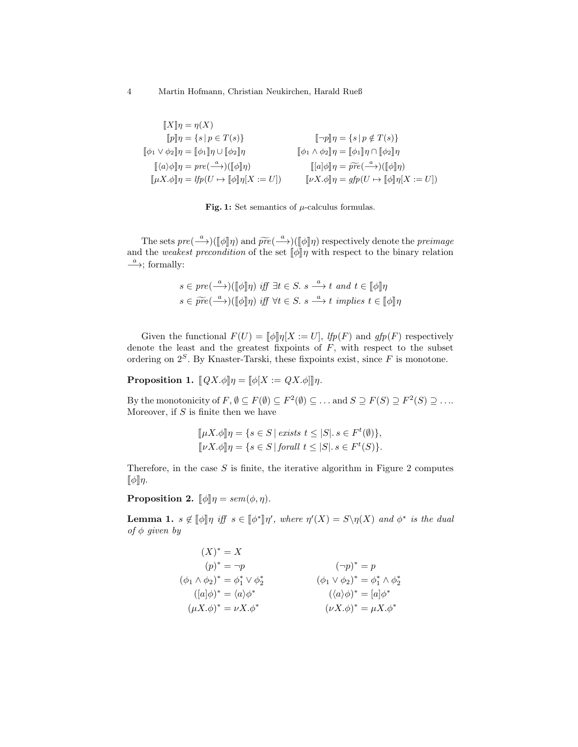$$
\begin{aligned}
[\![X]\!]\eta &= \eta(X) & & \\
[\![p]\!]\eta &= \{s \mid p \in T(s)\} & [\![\neg p]\!]\eta &= \{s \mid p \notin T(s)\} \\
[\![\phi_1 \vee \phi_2]\!]\eta &= [\![\phi_1]\!]\eta \cup [\![\phi_2]\!]\eta & [\![\phi_1 \wedge \phi_2]\!]\eta &= [\![\phi_1]\!]\eta \cap [\![\phi_2]\!]\eta \\
[\![\langle a\rangle\phi]\!]\eta &= pre(\xrightarrow{a})([\![\phi]\!]\eta) & [\![[a]\phi]\!]\eta &= \widetilde{pre}(\xrightarrow{a})([\![\phi]\!]\eta) \\
[\![\mu X.\phi]\!]\eta &= lfp(U \mapsto [\![\phi]\!]\eta[X := U]) & [\![\nu X.\phi]\!]\eta &= gfp(U \mapsto [\![\phi]\!]\eta[X := U])
\end{aligned}
$$

**Fig. 1:** Set semantics of $\mu$-calculus formulas.

The sets $pre(\xrightarrow{a})([\![\phi]\!]\eta)$ and $\widetilde{pre}(\xrightarrow{a})([\![\phi]\!]\eta)$ respectively denote the *preimage* and the *weakest precondition* of the set $[\![\phi]\!]\eta$ with respect to the binary relation $\xrightarrow{a}$; formally:

$$
\begin{aligned}
s \in pre(\xrightarrow{a})([\![\phi]\!]\eta) &\textit{ iff } \exists t \in S.\ s \xrightarrow{a} t \textit{ and } t \in [\![\phi]\!]\eta \\
s \in \widetilde{pre}(\xrightarrow{a})([\![\phi]\!]\eta) &\textit{ iff } \forall t \in S.\ s \xrightarrow{a} t \textit{ implies } t \in [\![\phi]\!]\eta
\end{aligned}
$$

Given the functional $F(U) = [\![\phi]\!]\eta[X := U]$, $lfp(F)$ and $gfp(F)$ respectively denote the least and the greatest fixpoints of $F$, with respect to the subset ordering on $2^S$. By Knaster-Tarski, these fixpoints exist, since $F$ is monotone.

**Proposition 1.** $[\![QX.\phi]\!]\eta = [\![\phi[X := QX.\phi]]\!]\eta$.

By the monotonicity of $F$, $\emptyset \subseteq F(\emptyset) \subseteq F^2(\emptyset) \subseteq \ldots$ and $S \supseteq F(S) \supseteq F^2(S) \supseteq \ldots$. Moreover, if $S$ is finite then we have

$$
\begin{aligned}
[\![\mu X.\phi]\!]\eta &= \{s \in S \mid \textit{exists } t \leq |S|.\ s \in F^t(\emptyset)\}, \\
[\![\nu X.\phi]\!]\eta &= \{s \in S \mid \textit{forall } t \leq |S|.\ s \in F^t(S)\}.
\end{aligned}
$$

Therefore, in the case $S$ is finite, the iterative algorithm in Figure 2 computes $[\![\phi]\!]\eta$.

**Proposition 2.** $[\![\phi]\!]\eta = sem(\phi, \eta)$.

**Lemma 1.** *$s \notin [\![\phi]\!]\eta$ iff $s \in [\![\phi^*]\!]\eta'$, where $\eta'(X) = S \backslash \eta(X)$ and $\phi^*$ is the dual of $\phi$ given by*

$$
\begin{aligned}
(X)^* &= X & & \\
(p)^* &= \neg p & (\neg p)^* &= p \\
(\phi_1 \wedge \phi_2)^* &= \phi_1^* \vee \phi_2^* & (\phi_1 \vee \phi_2)^* &= \phi_1^* \wedge \phi_2^* \\
([a]\phi)^* &= \langle a\rangle\phi^* & (\langle a\rangle\phi)^* &= [a]\phi^* \\
(\mu X.\phi)^* &= \nu X.\phi^* & (\nu X.\phi)^* &= \mu X.\phi^*
\end{aligned}
$$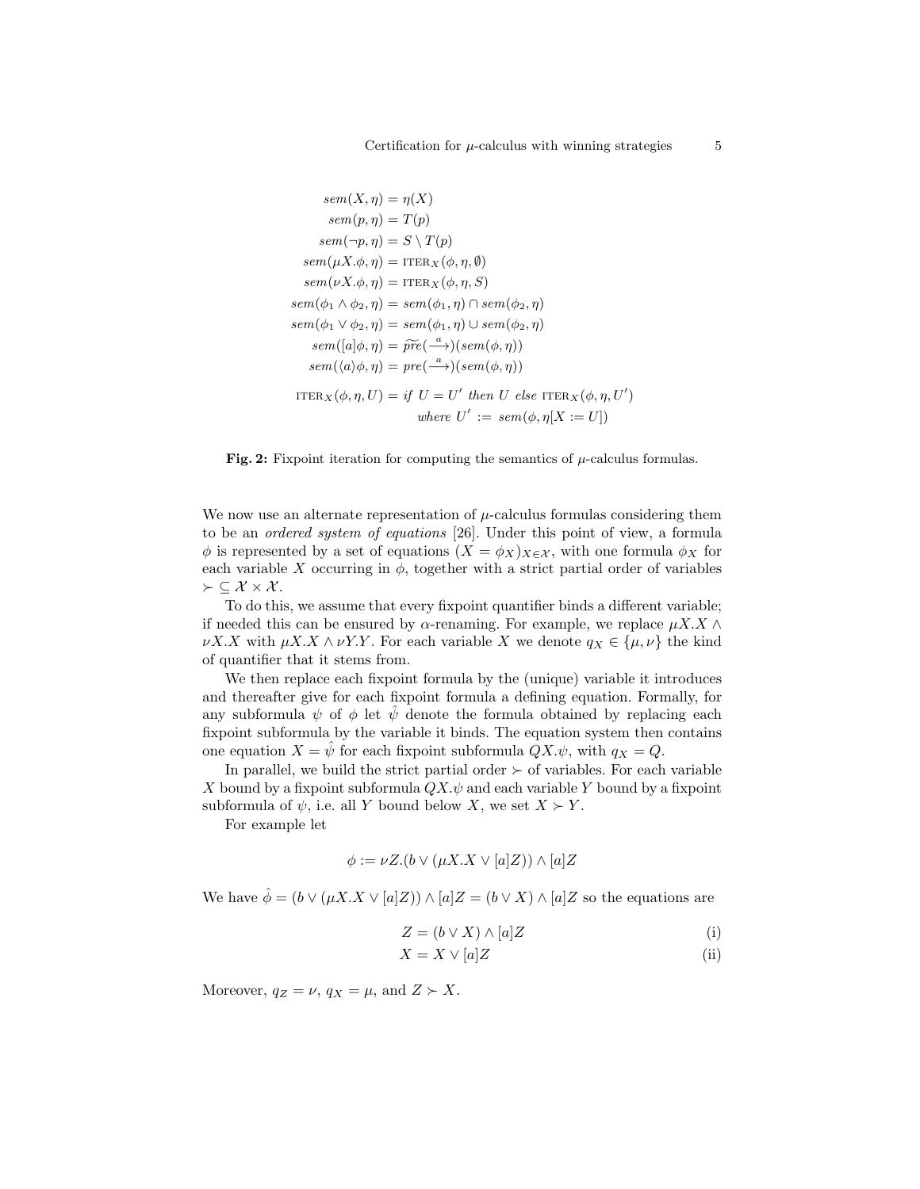$$
\begin{aligned}
sem(X, \eta) &= \eta(X) \\
sem(p, \eta) &= T(p) \\
sem(\neg p, \eta) &= S \setminus T(p) \\
sem(\mu X.\phi, \eta) &= \textsc{iter}_X(\phi, \eta, \emptyset) \\
sem(\nu X.\phi, \eta) &= \textsc{iter}_X(\phi, \eta, S) \\
sem(\phi_1 \wedge \phi_2, \eta) &= sem(\phi_1, \eta) \cap sem(\phi_2, \eta) \\
sem(\phi_1 \vee \phi_2, \eta) &= sem(\phi_1, \eta) \cup sem(\phi_2, \eta) \\
sem([a]\phi, \eta) &= \widetilde{pre}(\xrightarrow{a})(sem(\phi, \eta)) \\
sem(\langle a \rangle \phi, \eta) &= pre(\xrightarrow{a})(sem(\phi, \eta)) \\
\textsc{iter}_X(\phi, \eta, U) &= \textit{if } U = U' \textit{ then } U \textit{ else } \textsc{iter}_X(\phi, \eta, U') \\
&\qquad \textit{where } U' := sem(\phi, \eta[X := U])
\end{aligned}
$$

**Fig. 2:** Fixpoint iteration for computing the semantics of $\mu$-calculus formulas.

We now use an alternate representation of $\mu$-calculus formulas considering them to be an *ordered system of equations* [26]. Under this point of view, a formula $\phi$ is represented by a set of equations $(X = \phi_X)_{X \in \mathcal{X}}$, with one formula $\phi_X$ for each variable $X$ occurring in $\phi$, together with a strict partial order of variables $\succ \subseteq \mathcal{X} \times \mathcal{X}$.

To do this, we assume that every fixpoint quantifier binds a different variable; if needed this can be ensured by $\alpha$-renaming. For example, we replace $\mu X.X \wedge \nu X.X$ with $\mu X.X \wedge \nu Y.Y$. For each variable $X$ we denote $q_X \in \{\mu, \nu\}$ the kind of quantifier that it stems from.

We then replace each fixpoint formula by the (unique) variable it introduces and thereafter give for each fixpoint formula a defining equation. Formally, for any subformula $\psi$ of $\phi$ let $\hat{\psi}$ denote the formula obtained by replacing each fixpoint subformula by the variable it binds. The equation system then contains one equation $X = \hat{\psi}$ for each fixpoint subformula $QX.\psi$, with $q_X = Q$.

In parallel, we build the strict partial order $\succ$ of variables. For each variable $X$ bound by a fixpoint subformula $QX.\psi$ and each variable $Y$ bound by a fixpoint subformula of $\psi$, i.e. all $Y$ bound below $X$, we set $X \succ Y$.

For example let

$$\phi := \nu Z.(b \vee (\mu X.X \vee [a]Z)) \wedge [a]Z$$

We have $\hat{\phi} = (b \vee (\mu X.X \vee [a]Z)) \wedge [a]Z = (b \vee X) \wedge [a]Z$ so the equations are

$$Z = (b \vee X) \wedge [a]Z \qquad \text{(i)}$$

$$X = X \vee [a]Z \qquad \text{(ii)}$$

Moreover, $q_Z = \nu$, $q_X = \mu$, and $Z \succ X$.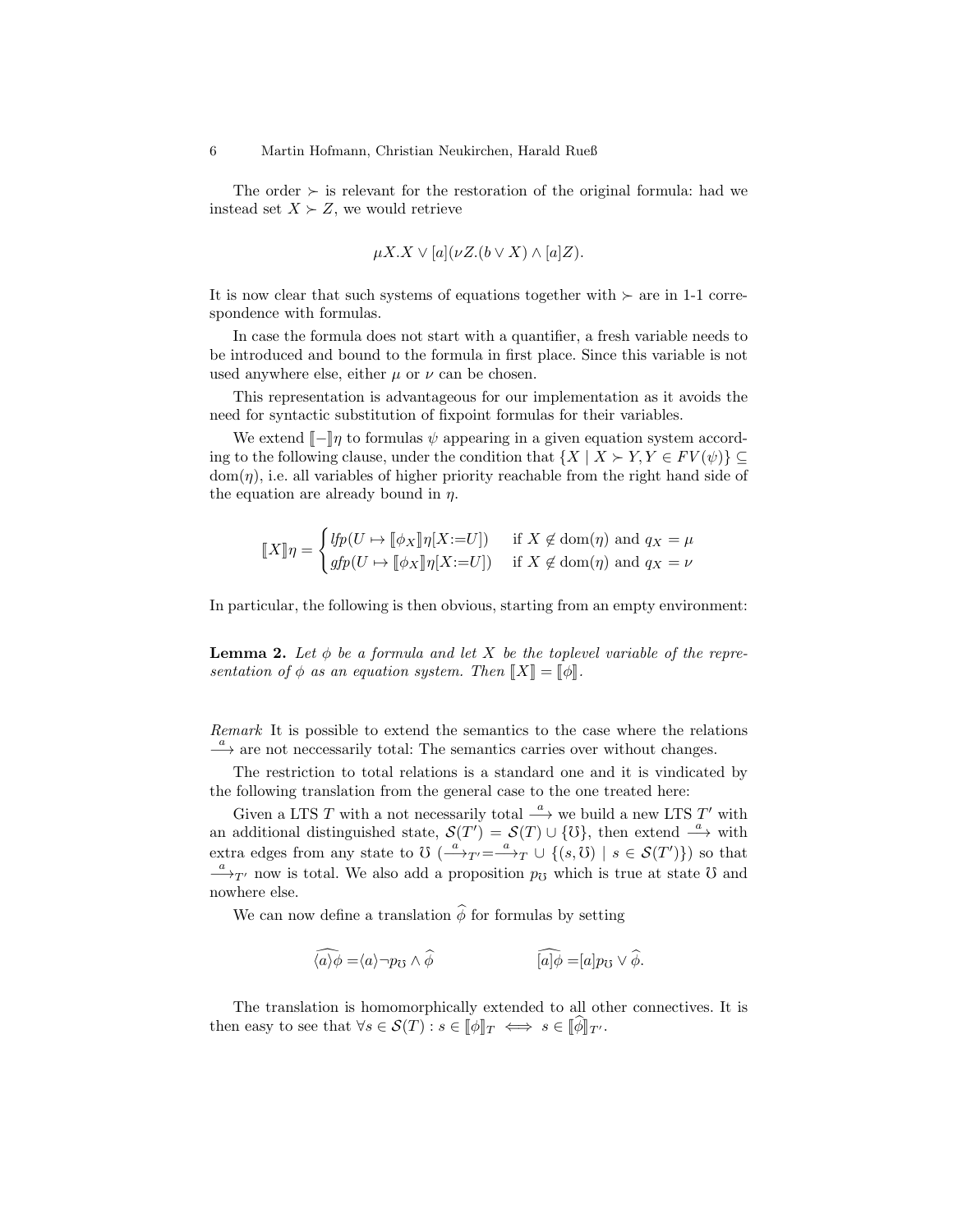The order $\succ$ is relevant for the restoration of the original formula: had we instead set $X \succ Z$, we would retrieve

$$\mu X.X \vee [a](\nu Z.(b \vee X) \wedge [a]Z).$$

It is now clear that such systems of equations together with $\succ$ are in 1-1 correspondence with formulas.

In case the formula does not start with a quantifier, a fresh variable needs to be introduced and bound to the formula in first place. Since this variable is not used anywhere else, either $\mu$ or $\nu$ can be chosen.

This representation is advantageous for our implementation as it avoids the need for syntactic substitution of fixpoint formulas for their variables.

We extend $[\![-]\!]\eta$ to formulas $\psi$ appearing in a given equation system according to the following clause, under the condition that $\{X \mid X \succ Y, Y \in FV(\psi)\} \subseteq \mathrm{dom}(\eta)$, i.e. all variables of higher priority reachable from the right hand side of the equation are already bound in $\eta$.

$$[\![X]\!]\eta = \begin{cases} \mathit{lfp}(U \mapsto [\![\phi_X]\!]\eta[X{:=}U]) & \text{if } X \notin \mathrm{dom}(\eta) \text{ and } q_X = \mu \\ \mathit{gfp}(U \mapsto [\![\phi_X]\!]\eta[X{:=}U]) & \text{if } X \notin \mathrm{dom}(\eta) \text{ and } q_X = \nu \end{cases}$$

In particular, the following is then obvious, starting from an empty environment:

**Lemma 2.** *Let $\phi$ be a formula and let $X$ be the toplevel variable of the representation of $\phi$ as an equation system. Then $[\![X]\!] = [\![\phi]\!]$.*

*Remark* It is possible to extend the semantics to the case where the relations $\xrightarrow{a}$ are not neccessarily total: The semantics carries over without changes.

The restriction to total relations is a standard one and it is vindicated by the following translation from the general case to the one treated here:

Given a LTS $T$ with a not necessarily total $\xrightarrow{a}$ we build a new LTS $T'$ with an additional distinguished state, $\mathcal{S}(T') = \mathcal{S}(T) \cup \{\mho\}$, then extend $\xrightarrow{a}$ with extra edges from any state to $\mho$ ($\xrightarrow{a}_{T'} = \xrightarrow{a}_T \cup \{(s, \mho) \mid s \in \mathcal{S}(T')\}$) so that $\xrightarrow{a}_{T'}$ now is total. We also add a proposition $p_\mho$ which is true at state $\mho$ and nowhere else.

We can now define a translation $\widehat{\phi}$ for formulas by setting

$$\widehat{\langle a\rangle\phi} = \langle a\rangle\neg p_\mho \wedge \widehat{\phi} \qquad\qquad \widehat{[a]\phi} = [a]p_\mho \vee \widehat{\phi}.$$

The translation is homomorphically extended to all other connectives. It is then easy to see that $\forall s \in \mathcal{S}(T) : s \in [\![\phi]\!]_T \iff s \in [\![\widehat{\phi}]\!]_{T'}$.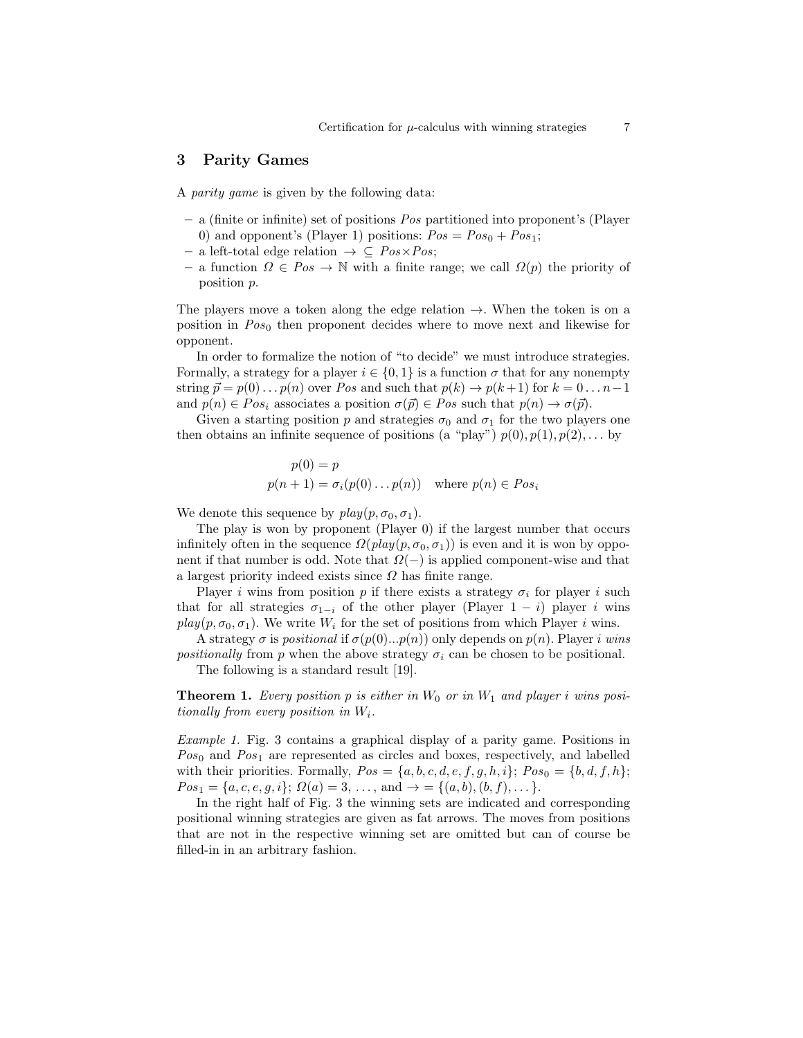## 3 Parity Games

A *parity game* is given by the following data:

- a (finite or infinite) set of positions $Pos$ partitioned into proponent's (Player 0) and opponent's (Player 1) positions: $Pos = Pos_0 + Pos_1$;
- a left-total edge relation $\rightarrow \subseteq Pos \times Pos$;
- a function $\Omega \in Pos \rightarrow \mathbb{N}$ with a finite range; we call $\Omega(p)$ the priority of position $p$.

The players move a token along the edge relation $\rightarrow$. When the token is on a position in $Pos_0$ then proponent decides where to move next and likewise for opponent.

In order to formalize the notion of "to decide" we must introduce strategies. Formally, a strategy for a player $i \in \{0, 1\}$ is a function $\sigma$ that for any nonempty string $\vec{p} = p(0) \dots p(n)$ over $Pos$ and such that $p(k) \rightarrow p(k+1)$ for $k = 0 \dots n-1$ and $p(n) \in Pos_i$ associates a position $\sigma(\vec{p}) \in Pos$ such that $p(n) \rightarrow \sigma(\vec{p})$.

Given a starting position $p$ and strategies $\sigma_0$ and $\sigma_1$ for the two players one then obtains an infinite sequence of positions (a "play") $p(0), p(1), p(2), \dots$ by

$$
\begin{aligned}
p(0) &= p \\
p(n+1) &= \sigma_i(p(0) \dots p(n)) \quad \text{where } p(n) \in Pos_i
\end{aligned}
$$

We denote this sequence by $play(p, \sigma_0, \sigma_1)$.

The play is won by proponent (Player 0) if the largest number that occurs infinitely often in the sequence $\Omega(play(p, \sigma_0, \sigma_1))$ is even and it is won by opponent if that number is odd. Note that $\Omega(-)$ is applied component-wise and that a largest priority indeed exists since $\Omega$ has finite range.

Player $i$ wins from position $p$ if there exists a strategy $\sigma_i$ for player $i$ such that for all strategies $\sigma_{1-i}$ of the other player (Player $1-i$) player $i$ wins $play(p, \sigma_0, \sigma_1)$. We write $W_i$ for the set of positions from which Player $i$ wins.

A strategy $\sigma$ is *positional* if $\sigma(p(0)...p(n))$ only depends on $p(n)$. Player $i$ *wins positionally* from $p$ when the above strategy $\sigma_i$ can be chosen to be positional.

The following is a standard result [19].

**Theorem 1.** *Every position $p$ is either in $W_0$ or in $W_1$ and player $i$ wins positionally from every position in $W_i$.*

*Example 1.* Fig. 3 contains a graphical display of a parity game. Positions in $Pos_0$ and $Pos_1$ are represented as circles and boxes, respectively, and labelled with their priorities. Formally, $Pos = \{a, b, c, d, e, f, g, h, i\}$; $Pos_0 = \{b, d, f, h\}$; $Pos_1 = \{a, c, e, g, i\}$; $\Omega(a) = 3, \dots,$ and $\rightarrow = \{(a, b), (b, f), \dots\}$.

In the right half of Fig. 3 the winning sets are indicated and corresponding positional winning strategies are given as fat arrows. The moves from positions that are not in the respective winning set are omitted but can of course be filled-in in an arbitrary fashion.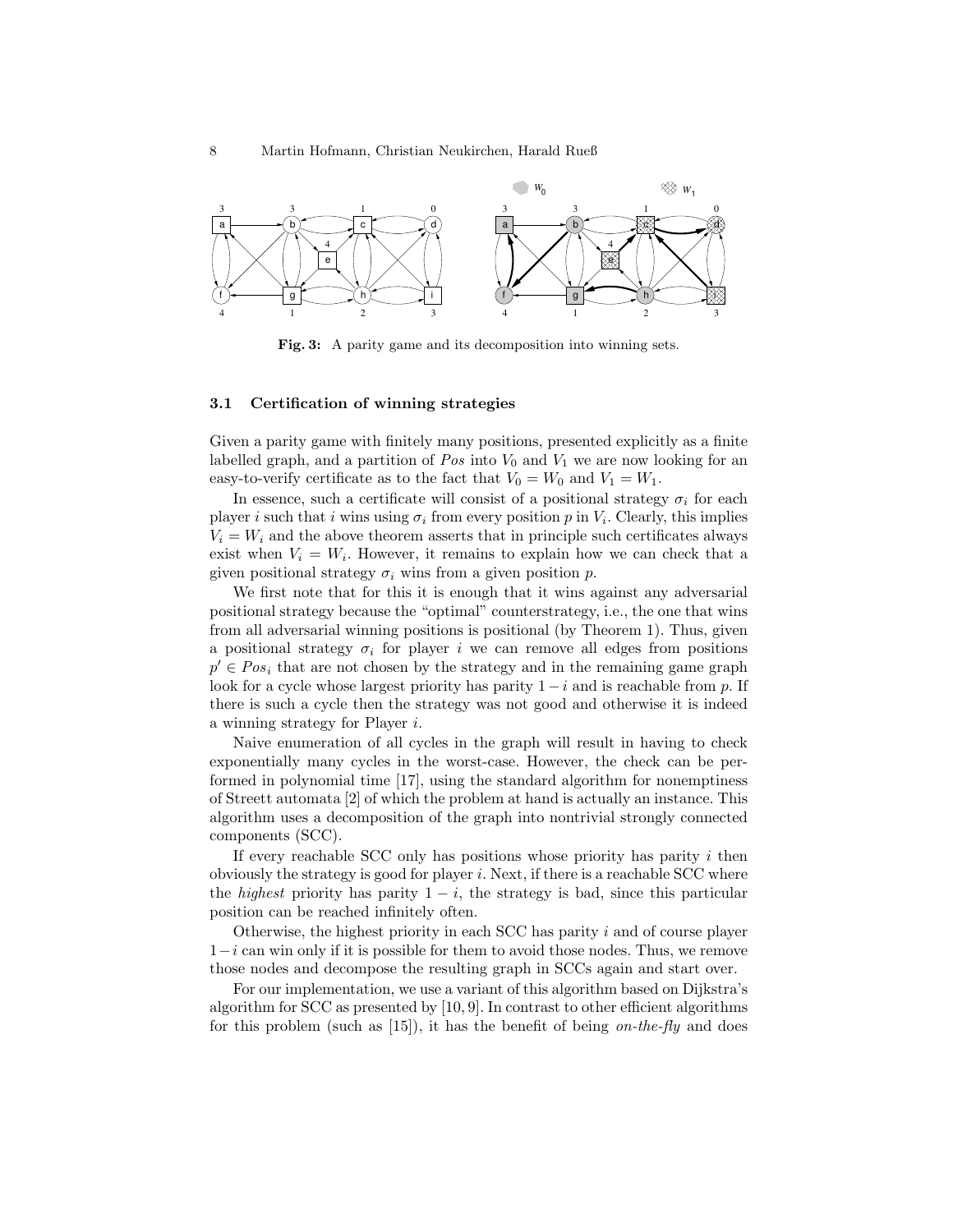Fig. 3: A parity game and its decomposition into winning sets.

### 3.1 Certification of winning strategies

Given a parity game with finitely many positions, presented explicitly as a finite labelled graph, and a partition of $Pos$ into $V_0$ and $V_1$ we are now looking for an easy-to-verify certificate as to the fact that $V_0 = W_0$ and $V_1 = W_1$.

In essence, such a certificate will consist of a positional strategy $\sigma_i$ for each player $i$ such that $i$ wins using $\sigma_i$ from every position $p$ in $V_i$. Clearly, this implies $V_i = W_i$ and the above theorem asserts that in principle such certificates always exist when $V_i = W_i$. However, it remains to explain how we can check that a given positional strategy $\sigma_i$ wins from a given position $p$.

We first note that for this it is enough that it wins against any adversarial positional strategy because the "optimal" counterstrategy, i.e., the one that wins from all adversarial winning positions is positional (by Theorem 1). Thus, given a positional strategy $\sigma_i$ for player $i$ we can remove all edges from positions $p' \in Pos_i$ that are not chosen by the strategy and in the remaining game graph look for a cycle whose largest priority has parity $1-i$ and is reachable from $p$. If there is such a cycle then the strategy was not good and otherwise it is indeed a winning strategy for Player $i$.

Naive enumeration of all cycles in the graph will result in having to check exponentially many cycles in the worst-case. However, the check can be performed in polynomial time [17], using the standard algorithm for nonemptiness of Streett automata [2] of which the problem at hand is actually an instance. This algorithm uses a decomposition of the graph into nontrivial strongly connected components (SCC).

If every reachable SCC only has positions whose priority has parity $i$ then obviously the strategy is good for player $i$. Next, if there is a reachable SCC where the *highest* priority has parity $1-i$, the strategy is bad, since this particular position can be reached infinitely often.

Otherwise, the highest priority in each SCC has parity $i$ and of course player $1-i$ can win only if it is possible for them to avoid those nodes. Thus, we remove those nodes and decompose the resulting graph in SCCs again and start over.

For our implementation, we use a variant of this algorithm based on Dijkstra's algorithm for SCC as presented by [10, 9]. In contrast to other efficient algorithms for this problem (such as [15]), it has the benefit of being *on-the-fly* and does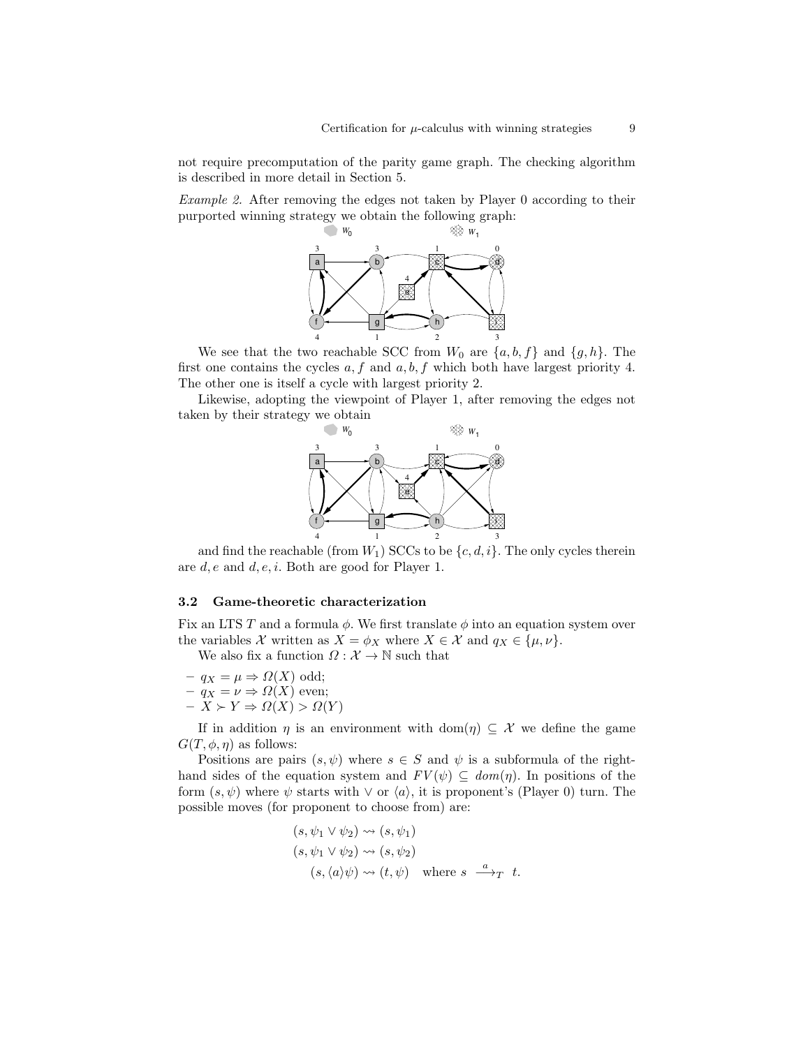not require precomputation of the parity game graph. The checking algorithm is described in more detail in Section 5.

*Example 2.* After removing the edges not taken by Player 0 according to their purported winning strategy we obtain the following graph:

We see that the two reachable SCC from $W_0$ are $\{a, b, f\}$ and $\{g, h\}$. The first one contains the cycles $a, f$ and $a, b, f$ which both have largest priority 4. The other one is itself a cycle with largest priority 2.

Likewise, adopting the viewpoint of Player 1, after removing the edges not taken by their strategy we obtain

and find the reachable (from $W_1$) SCCs to be $\{c, d, i\}$. The only cycles therein are $d, e$ and $d, e, i$. Both are good for Player 1.

### 3.2 Game-theoretic characterization

Fix an LTS $T$ and a formula $\phi$. We first translate $\phi$ into an equation system over the variables $\mathcal{X}$ written as $X = \phi_X$ where $X \in \mathcal{X}$ and $q_X \in \{\mu, \nu\}$.

We also fix a function $\Omega : \mathcal{X} \to \mathbb{N}$ such that

- $q_X = \mu \Rightarrow \Omega(X)$ odd;
- $q_X = \nu \Rightarrow \Omega(X)$ even;
- $X \succ Y \Rightarrow \Omega(X) > \Omega(Y)$

If in addition $\eta$ is an environment with $\mathrm{dom}(\eta) \subseteq \mathcal{X}$ we define the game $G(T, \phi, \eta)$ as follows:

Positions are pairs $(s, \psi)$ where $s \in S$ and $\psi$ is a subformula of the right-hand sides of the equation system and $FV(\psi) \subseteq dom(\eta)$. In positions of the form $(s, \psi)$ where $\psi$ starts with $\vee$ or $\langle a \rangle$, it is proponent's (Player 0) turn. The possible moves (for proponent to choose from) are:

$$
\begin{aligned}
(s, \psi_1 \vee \psi_2) &\rightsquigarrow (s, \psi_1)\\
(s, \psi_1 \vee \psi_2) &\rightsquigarrow (s, \psi_2)\\
(s, \langle a \rangle \psi) &\rightsquigarrow (t, \psi) \quad \text{where } s \xrightarrow{a}_T t.
\end{aligned}
$$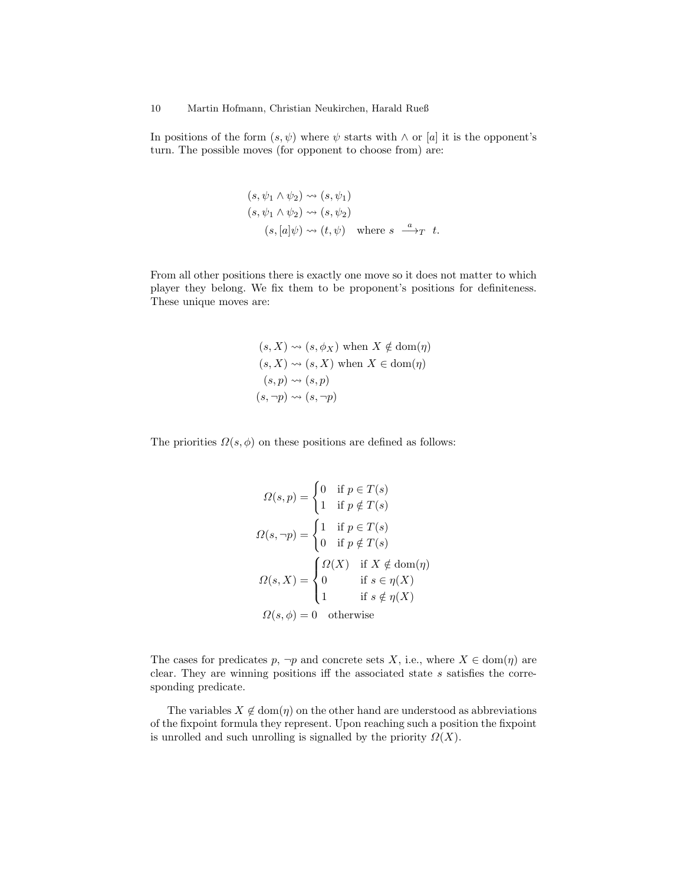In positions of the form $(s, \psi)$ where $\psi$ starts with $\wedge$ or $[a]$ it is the opponent's turn. The possible moves (for opponent to choose from) are:

$$
\begin{aligned}
(s, \psi_1 \wedge \psi_2) &\rightsquigarrow (s, \psi_1) \\
(s, \psi_1 \wedge \psi_2) &\rightsquigarrow (s, \psi_2) \\
(s, [a]\psi) &\rightsquigarrow (t, \psi) \quad \text{where } s \xrightarrow{a}_T t.
\end{aligned}
$$

From all other positions there is exactly one move so it does not matter to which player they belong. We fix them to be proponent's positions for definiteness. These unique moves are:

$$
\begin{aligned}
(s, X) &\rightsquigarrow (s, \phi_X) \text{ when } X \notin \mathrm{dom}(\eta) \\
(s, X) &\rightsquigarrow (s, X) \text{ when } X \in \mathrm{dom}(\eta) \\
(s, p) &\rightsquigarrow (s, p) \\
(s, \neg p) &\rightsquigarrow (s, \neg p)
\end{aligned}
$$

The priorities $\Omega(s, \phi)$ on these positions are defined as follows:

$$
\begin{aligned}
\Omega(s, p) &= \begin{cases} 0 & \text{if } p \in T(s) \\ 1 & \text{if } p \notin T(s) \end{cases} \\
\Omega(s, \neg p) &= \begin{cases} 1 & \text{if } p \in T(s) \\ 0 & \text{if } p \notin T(s) \end{cases} \\
\Omega(s, X) &= \begin{cases} \Omega(X) & \text{if } X \notin \mathrm{dom}(\eta) \\ 0 & \text{if } s \in \eta(X) \\ 1 & \text{if } s \notin \eta(X) \end{cases} \\
\Omega(s, \phi) &= 0 \quad \text{otherwise}
\end{aligned}
$$

The cases for predicates $p$, $\neg p$ and concrete sets $X$, i.e., where $X \in \mathrm{dom}(\eta)$ are clear. They are winning positions iff the associated state $s$ satisfies the corresponding predicate.

The variables $X \notin \mathrm{dom}(\eta)$ on the other hand are understood as abbreviations of the fixpoint formula they represent. Upon reaching such a position the fixpoint is unrolled and such unrolling is signalled by the priority $\Omega(X)$.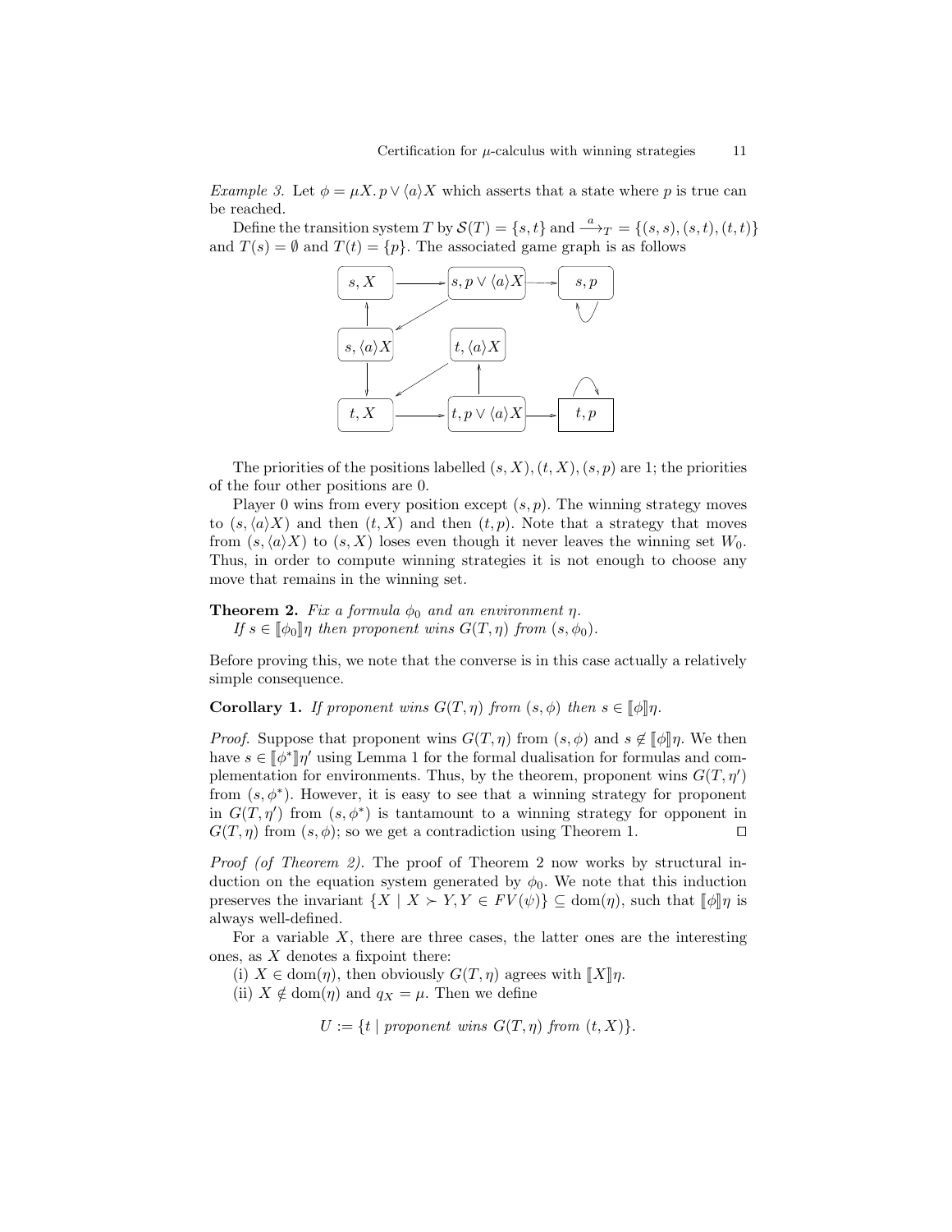*Example 3.* Let $\phi = \mu X.\, p \vee \langle a \rangle X$ which asserts that a state where $p$ is true can be reached.

Define the transition system $T$ by $\mathcal{S}(T) = \{s, t\}$ and $\xrightarrow{a}_T = \{(s, s), (s, t), (t, t)\}$ and $T(s) = \emptyset$ and $T(t) = \{p\}$. The associated game graph is as follows

The priorities of the positions labelled $(s, X), (t, X), (s, p)$ are 1; the priorities of the four other positions are 0.

Player 0 wins from every position except $(s, p)$. The winning strategy moves to $(s, \langle a \rangle X)$ and then $(t, X)$ and then $(t, p)$. Note that a strategy that moves from $(s, \langle a \rangle X)$ to $(s, X)$ loses even though it never leaves the winning set $W_0$. Thus, in order to compute winning strategies it is not enough to choose any move that remains in the winning set.

**Theorem 2.** *Fix a formula $\phi_0$ and an environment $\eta$.*
*If $s \in [\![\phi_0]\!]\eta$ then proponent wins $G(T, \eta)$ from $(s, \phi_0)$.*

Before proving this, we note that the converse is in this case actually a relatively simple consequence.

**Corollary 1.** *If proponent wins $G(T, \eta)$ from $(s, \phi)$ then $s \in [\![\phi]\!]\eta$.*

*Proof.* Suppose that proponent wins $G(T, \eta)$ from $(s, \phi)$ and $s \notin [\![\phi]\!]\eta$. We then have $s \in [\![\phi^*]\!]\eta'$ using Lemma 1 for the formal dualisation for formulas and complementation for environments. Thus, by the theorem, proponent wins $G(T, \eta')$ from $(s, \phi^*)$. However, it is easy to see that a winning strategy for proponent in $G(T, \eta')$ from $(s, \phi^*)$ is tantamount to a winning strategy for opponent in $G(T, \eta)$ from $(s, \phi)$; so we get a contradiction using Theorem 1. $\square$

*Proof (of Theorem 2).* The proof of Theorem 2 now works by structural induction on the equation system generated by $\phi_0$. We note that this induction preserves the invariant $\{X \mid X \succ Y, Y \in FV(\psi)\} \subseteq \mathrm{dom}(\eta)$, such that $[\![\phi]\!]\eta$ is always well-defined.

For a variable $X$, there are three cases, the latter ones are the interesting ones, as $X$ denotes a fixpoint there:

(i) $X \in \mathrm{dom}(\eta)$, then obviously $G(T, \eta)$ agrees with $[\![X]\!]\eta$.

(ii) $X \notin \mathrm{dom}(\eta)$ and $q_X = \mu$. Then we define

$$U := \{t \mid \textit{proponent wins } G(T, \eta) \textit{ from } (t, X)\}.$$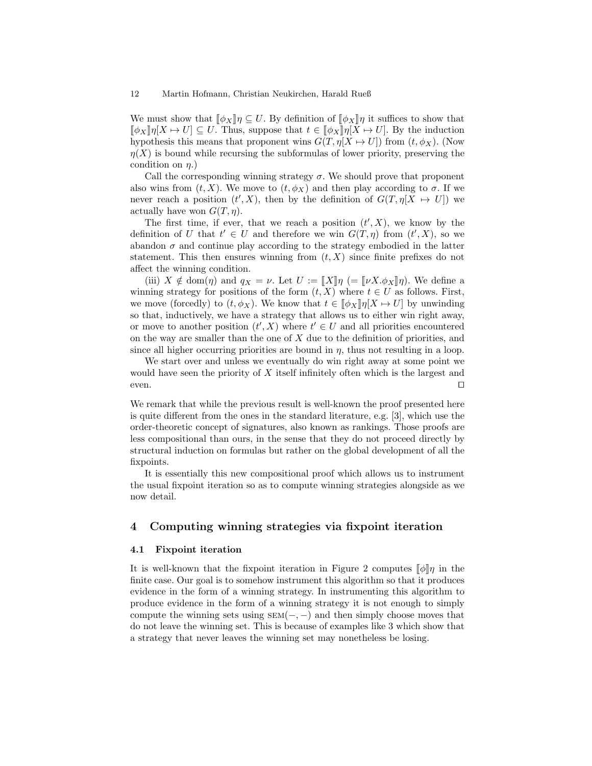We must show that $\llbracket \phi_X \rrbracket \eta \subseteq U$. By definition of $\llbracket \phi_X \rrbracket \eta$ it suffices to show that $\llbracket \phi_X \rrbracket \eta[X \mapsto U] \subseteq U$. Thus, suppose that $t \in \llbracket \phi_X \rrbracket \eta[X \mapsto U]$. By the induction hypothesis this means that proponent wins $G(T, \eta[X \mapsto U])$ from $(t, \phi_X)$. (Now $\eta(X)$ is bound while recursing the subformulas of lower priority, preserving the condition on $\eta$.)

Call the corresponding winning strategy $\sigma$. We should prove that proponent also wins from $(t, X)$. We move to $(t, \phi_X)$ and then play according to $\sigma$. If we never reach a position $(t', X)$, then by the definition of $G(T, \eta[X \mapsto U])$ we actually have won $G(T, \eta)$.

The first time, if ever, that we reach a position $(t', X)$, we know by the definition of $U$ that $t' \in U$ and therefore we win $G(T, \eta)$ from $(t', X)$, so we abandon $\sigma$ and continue play according to the strategy embodied in the latter statement. This then ensures winning from $(t, X)$ since finite prefixes do not affect the winning condition.

(iii) $X \notin \mathrm{dom}(\eta)$ and $q_X = \nu$. Let $U := \llbracket X \rrbracket \eta$ $(= \llbracket \nu X.\phi_X \rrbracket \eta)$. We define a winning strategy for positions of the form $(t, X)$ where $t \in U$ as follows. First, we move (forcedly) to $(t, \phi_X)$. We know that $t \in \llbracket \phi_X \rrbracket \eta[X \mapsto U]$ by unwinding so that, inductively, we have a strategy that allows us to either win right away, or move to another position $(t', X)$ where $t' \in U$ and all priorities encountered on the way are smaller than the one of $X$ due to the definition of priorities, and since all higher occurring priorities are bound in $\eta$, thus not resulting in a loop.

We start over and unless we eventually do win right away at some point we would have seen the priority of $X$ itself infinitely often which is the largest and even. $\square$

We remark that while the previous result is well-known the proof presented here is quite different from the ones in the standard literature, e.g. [3], which use the order-theoretic concept of signatures, also known as rankings. Those proofs are less compositional than ours, in the sense that they do not proceed directly by structural induction on formulas but rather on the global development of all the fixpoints.

It is essentially this new compositional proof which allows us to instrument the usual fixpoint iteration so as to compute winning strategies alongside as we now detail.

## 4 Computing winning strategies via fixpoint iteration

### 4.1 Fixpoint iteration

It is well-known that the fixpoint iteration in Figure 2 computes $\llbracket \phi \rrbracket \eta$ in the finite case. Our goal is to somehow instrument this algorithm so that it produces evidence in the form of a winning strategy. In instrumenting this algorithm to produce evidence in the form of a winning strategy it is not enough to simply compute the winning sets using $\textsc{sem}(-,-)$ and then simply choose moves that do not leave the winning set. This is because of examples like 3 which show that a strategy that never leaves the winning set may nonetheless be losing.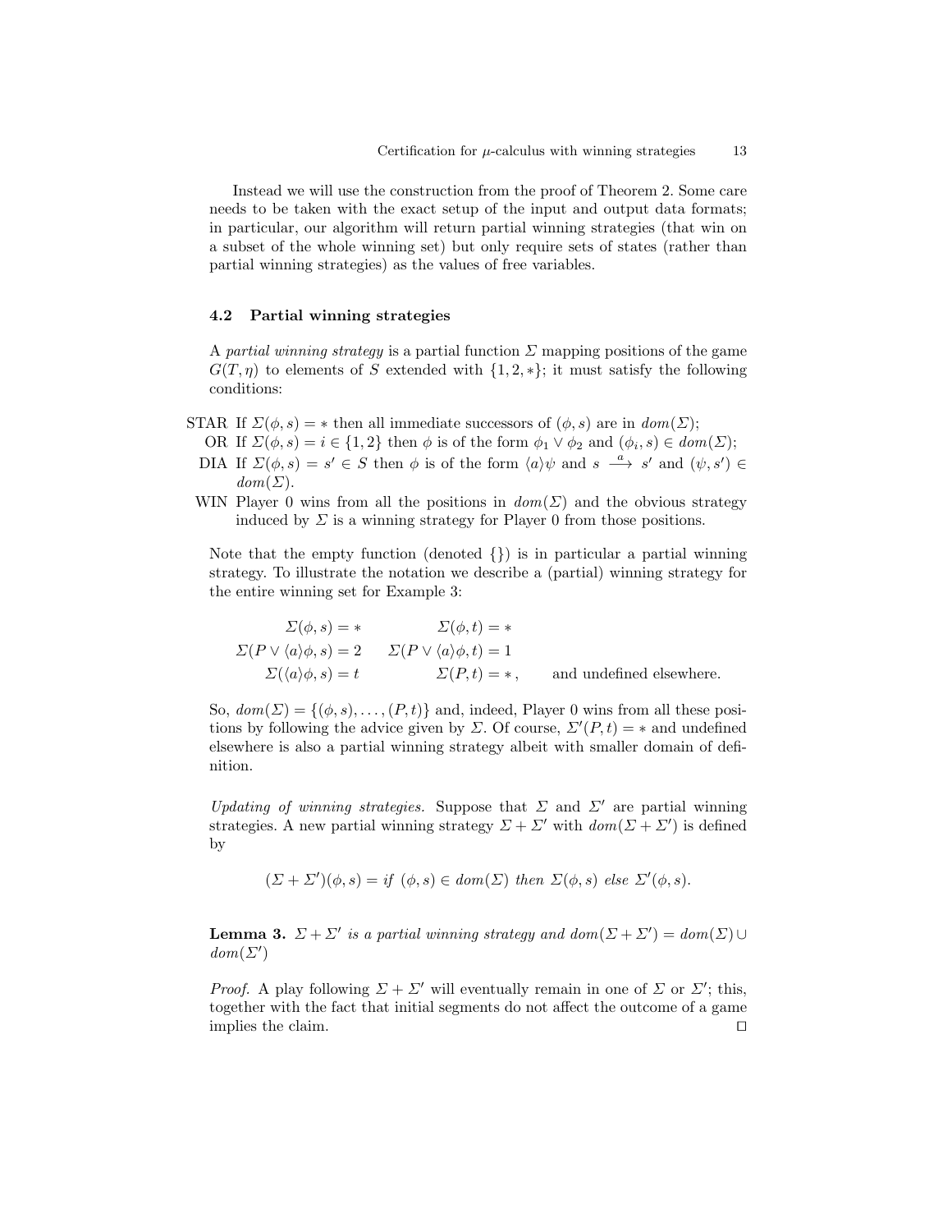Instead we will use the construction from the proof of Theorem 2. Some care needs to be taken with the exact setup of the input and output data formats; in particular, our algorithm will return partial winning strategies (that win on a subset of the whole winning set) but only require sets of states (rather than partial winning strategies) as the values of free variables.

### 4.2 Partial winning strategies

A *partial winning strategy* is a partial function $\Sigma$ mapping positions of the game $G(T, \eta)$ to elements of $S$ extended with $\{1, 2, *\}$; it must satisfy the following conditions:

- STAR If $\Sigma(\phi, s) = *$ then all immediate successors of $(\phi, s)$ are in $dom(\Sigma)$;
- OR If $\Sigma(\phi, s) = i \in \{1, 2\}$ then $\phi$ is of the form $\phi_1 \vee \phi_2$ and $(\phi_i, s) \in dom(\Sigma)$;
- DIA If $\Sigma(\phi, s) = s' \in S$ then $\phi$ is of the form $\langle a \rangle \psi$ and $s \stackrel{a}{\longrightarrow} s'$ and $(\psi, s') \in dom(\Sigma)$.
- WIN Player 0 wins from all the positions in $dom(\Sigma)$ and the obvious strategy induced by $\Sigma$ is a winning strategy for Player 0 from those positions.

Note that the empty function (denoted $\{\}$) is in particular a partial winning strategy. To illustrate the notation we describe a (partial) winning strategy for the entire winning set for Example 3:

$$
\begin{array}{ccc}
\Sigma(\phi, s) = * & \Sigma(\phi, t) = * & \\
\Sigma(P \vee \langle a \rangle \phi, s) = 2 & \Sigma(P \vee \langle a \rangle \phi, t) = 1 & \\
\Sigma(\langle a \rangle \phi, s) = t & \Sigma(P, t) = *, & \text{and undefined elsewhere.}
\end{array}
$$

So, $dom(\Sigma) = \{(\phi, s), \ldots, (P, t)\}$ and, indeed, Player 0 wins from all these positions by following the advice given by $\Sigma$. Of course, $\Sigma'(P, t) = *$ and undefined elsewhere is also a partial winning strategy albeit with smaller domain of definition.

*Updating of winning strategies.* Suppose that $\Sigma$ and $\Sigma'$ are partial winning strategies. A new partial winning strategy $\Sigma + \Sigma'$ with $dom(\Sigma + \Sigma')$ is defined by

$$(\Sigma + \Sigma')(\phi, s) = \textit{if } (\phi, s) \in dom(\Sigma) \textit{ then } \Sigma(\phi, s) \textit{ else } \Sigma'(\phi, s).$$

**Lemma 3.** *$\Sigma + \Sigma'$ is a partial winning strategy and $dom(\Sigma + \Sigma') = dom(\Sigma) \cup dom(\Sigma')$*

*Proof.* A play following $\Sigma + \Sigma'$ will eventually remain in one of $\Sigma$ or $\Sigma'$; this, together with the fact that initial segments do not affect the outcome of a game implies the claim. □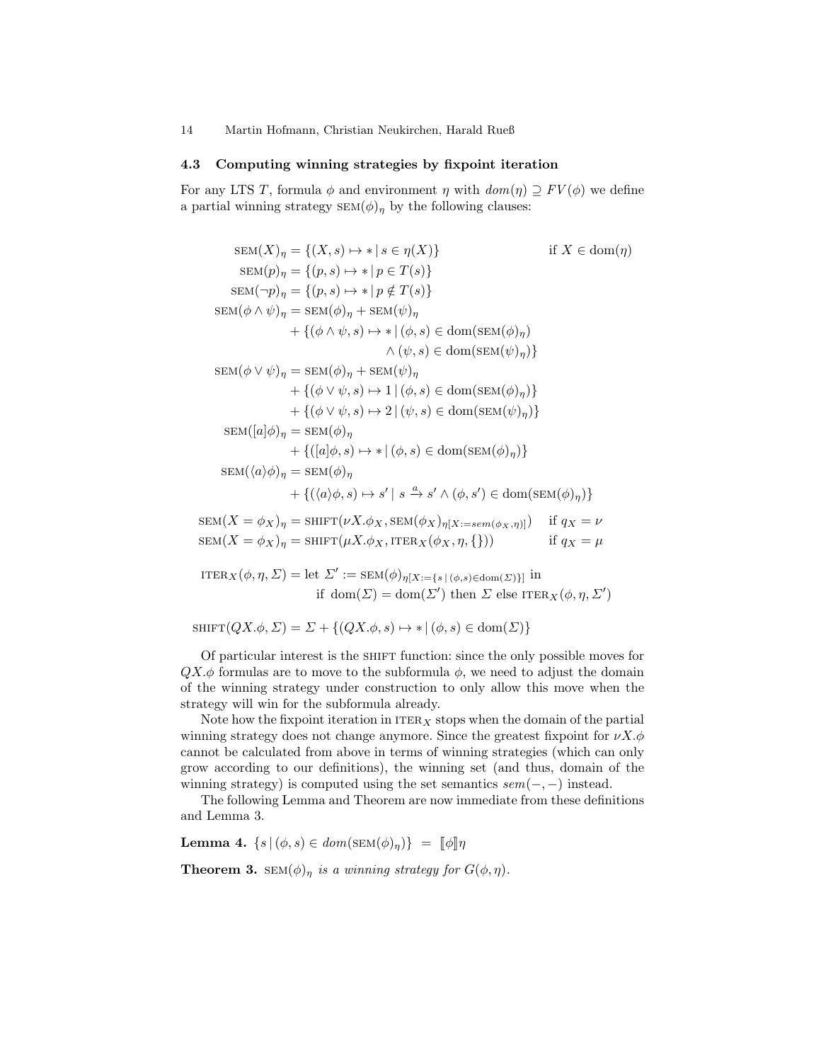### 4.3 Computing winning strategies by fixpoint iteration

For any LTS $T$, formula $\phi$ and environment $\eta$ with $dom(\eta) \supseteq FV(\phi)$ we define a partial winning strategy $\textsc{sem}(\phi)_\eta$ by the following clauses:

$$
\begin{aligned}
\textsc{sem}(X)_\eta &= \{(X, s) \mapsto * \mid s \in \eta(X)\} \qquad\qquad \text{if } X \in \mathrm{dom}(\eta) \\
\textsc{sem}(p)_\eta &= \{(p, s) \mapsto * \mid p \in T(s)\} \\
\textsc{sem}(\neg p)_\eta &= \{(p, s) \mapsto * \mid p \notin T(s)\} \\
\textsc{sem}(\phi \wedge \psi)_\eta &= \textsc{sem}(\phi)_\eta + \textsc{sem}(\psi)_\eta \\
&\quad + \{(\phi \wedge \psi, s) \mapsto * \mid (\phi, s) \in \mathrm{dom}(\textsc{sem}(\phi)_\eta) \\
&\qquad\qquad \wedge (\psi, s) \in \mathrm{dom}(\textsc{sem}(\psi)_\eta)\} \\
\textsc{sem}(\phi \vee \psi)_\eta &= \textsc{sem}(\phi)_\eta + \textsc{sem}(\psi)_\eta \\
&\quad + \{(\phi \vee \psi, s) \mapsto 1 \mid (\phi, s) \in \mathrm{dom}(\textsc{sem}(\phi)_\eta)\} \\
&\quad + \{(\phi \vee \psi, s) \mapsto 2 \mid (\psi, s) \in \mathrm{dom}(\textsc{sem}(\psi)_\eta)\} \\
\textsc{sem}([a]\phi)_\eta &= \textsc{sem}(\phi)_\eta \\
&\quad + \{([a]\phi, s) \mapsto * \mid (\phi, s) \in \mathrm{dom}(\textsc{sem}(\phi)_\eta)\} \\
\textsc{sem}(\langle a \rangle\phi)_\eta &= \textsc{sem}(\phi)_\eta \\
&\quad + \{(\langle a \rangle\phi, s) \mapsto s' \mid s \xrightarrow{a} s' \wedge (\phi, s') \in \mathrm{dom}(\textsc{sem}(\phi)_\eta)\}
\end{aligned}
$$

$$
\begin{aligned}
\textsc{sem}(X = \phi_X)_\eta &= \textsc{shift}(\nu X.\phi_X, \textsc{sem}(\phi_X)_{\eta[X := sem(\phi_X, \eta)]}) \quad \text{if } q_X = \nu \\
\textsc{sem}(X = \phi_X)_\eta &= \textsc{shift}(\mu X.\phi_X, \textsc{iter}_X(\phi_X, \eta, \{\})) \qquad\quad \text{if } q_X = \mu
\end{aligned}
$$

$$
\begin{aligned}
\textsc{iter}_X(\phi, \eta, \Sigma) = {} & \text{let } \Sigma' := \textsc{sem}(\phi)_{\eta[X := \{s \mid (\phi, s) \in \mathrm{dom}(\Sigma)\}]} \text{ in} \\
& \text{if } \mathrm{dom}(\Sigma) = \mathrm{dom}(\Sigma') \text{ then } \Sigma \text{ else } \textsc{iter}_X(\phi, \eta, \Sigma')
\end{aligned}
$$

$$
\textsc{shift}(QX.\phi, \Sigma) = \Sigma + \{(QX.\phi, s) \mapsto * \mid (\phi, s) \in \mathrm{dom}(\Sigma)\}
$$

Of particular interest is the SHIFT function: since the only possible moves for $QX.\phi$ formulas are to move to the subformula $\phi$, we need to adjust the domain of the winning strategy under construction to only allow this move when the strategy will win for the subformula already.

Note how the fixpoint iteration in $\textsc{iter}_X$ stops when the domain of the partial winning strategy does not change anymore. Since the greatest fixpoint for $\nu X.\phi$ cannot be calculated from above in terms of winning strategies (which can only grow according to our definitions), the winning set (and thus, domain of the winning strategy) is computed using the set semantics $sem(-,-)$ instead.

The following Lemma and Theorem are now immediate from these definitions and Lemma 3.

**Lemma 4.** $\{s \mid (\phi, s) \in dom(\textsc{sem}(\phi)_\eta)\} \;=\; [\![\phi]\!]\eta$

**Theorem 3.** *$\textsc{sem}(\phi)_\eta$ is a winning strategy for $G(\phi, \eta)$.*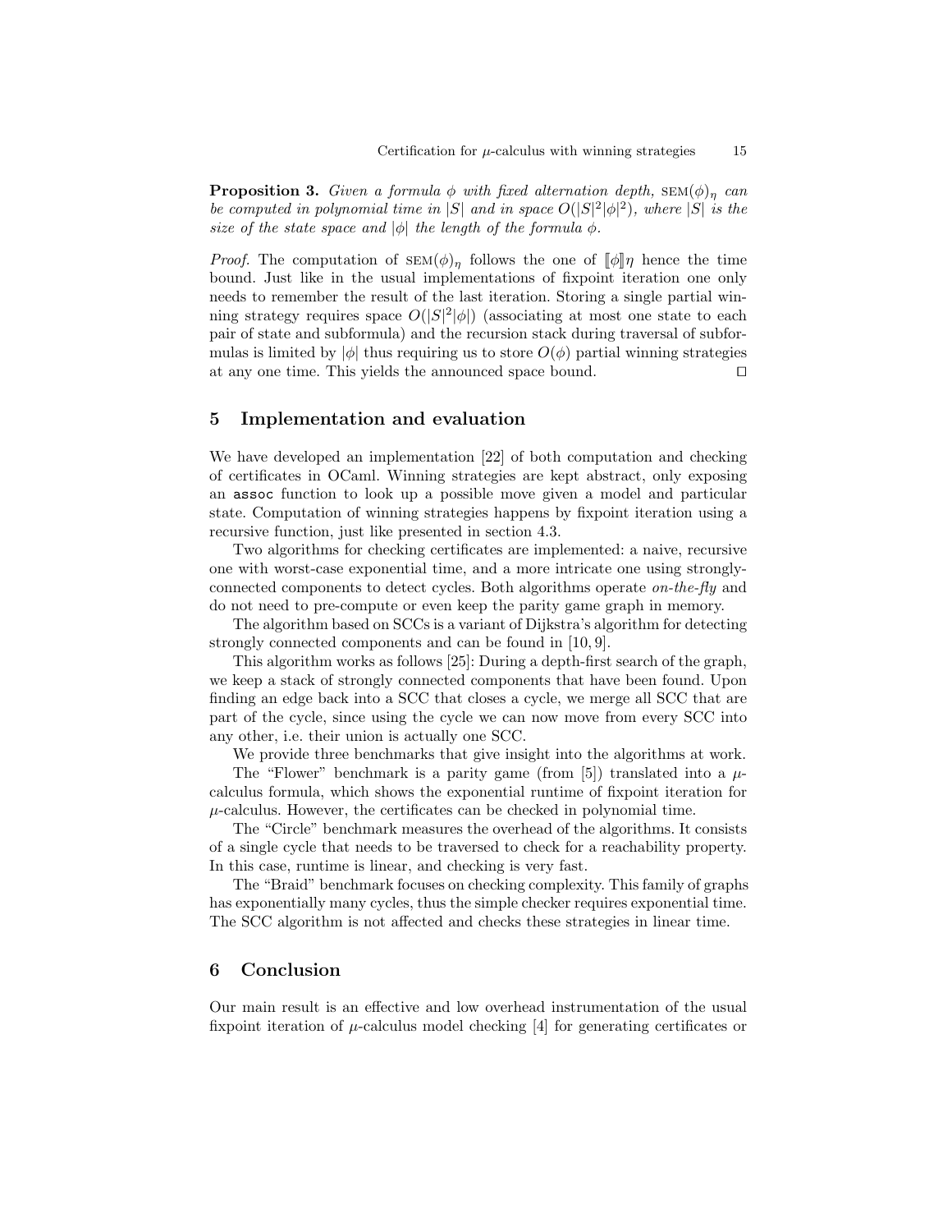**Proposition 3.** *Given a formula $\phi$ with fixed alternation depth, $\textsc{sem}(\phi)_\eta$ can be computed in polynomial time in $|S|$ and in space $O(|S|^2|\phi|^2)$, where $|S|$ is the size of the state space and $|\phi|$ the length of the formula $\phi$.*

*Proof.* The computation of $\textsc{sem}(\phi)_\eta$ follows the one of $[\![\phi]\!]\eta$ hence the time bound. Just like in the usual implementations of fixpoint iteration one only needs to remember the result of the last iteration. Storing a single partial winning strategy requires space $O(|S|^2|\phi|)$ (associating at most one state to each pair of state and subformula) and the recursion stack during traversal of subformulas is limited by $|\phi|$ thus requiring us to store $O(\phi)$ partial winning strategies at any one time. This yields the announced space bound. ☐

## 5 Implementation and evaluation

We have developed an implementation [22] of both computation and checking of certificates in OCaml. Winning strategies are kept abstract, only exposing an `assoc` function to look up a possible move given a model and particular state. Computation of winning strategies happens by fixpoint iteration using a recursive function, just like presented in section 4.3.

Two algorithms for checking certificates are implemented: a naive, recursive one with worst-case exponential time, and a more intricate one using strongly-connected components to detect cycles. Both algorithms operate *on-the-fly* and do not need to pre-compute or even keep the parity game graph in memory.

The algorithm based on SCCs is a variant of Dijkstra's algorithm for detecting strongly connected components and can be found in [10, 9].

This algorithm works as follows [25]: During a depth-first search of the graph, we keep a stack of strongly connected components that have been found. Upon finding an edge back into a SCC that closes a cycle, we merge all SCC that are part of the cycle, since using the cycle we can now move from every SCC into any other, i.e. their union is actually one SCC.

We provide three benchmarks that give insight into the algorithms at work.

The "Flower" benchmark is a parity game (from [5]) translated into a $\mu$-calculus formula, which shows the exponential runtime of fixpoint iteration for $\mu$-calculus. However, the certificates can be checked in polynomial time.

The "Circle" benchmark measures the overhead of the algorithms. It consists of a single cycle that needs to be traversed to check for a reachability property. In this case, runtime is linear, and checking is very fast.

The "Braid" benchmark focuses on checking complexity. This family of graphs has exponentially many cycles, thus the simple checker requires exponential time. The SCC algorithm is not affected and checks these strategies in linear time.

## 6 Conclusion

Our main result is an effective and low overhead instrumentation of the usual fixpoint iteration of $\mu$-calculus model checking [4] for generating certificates or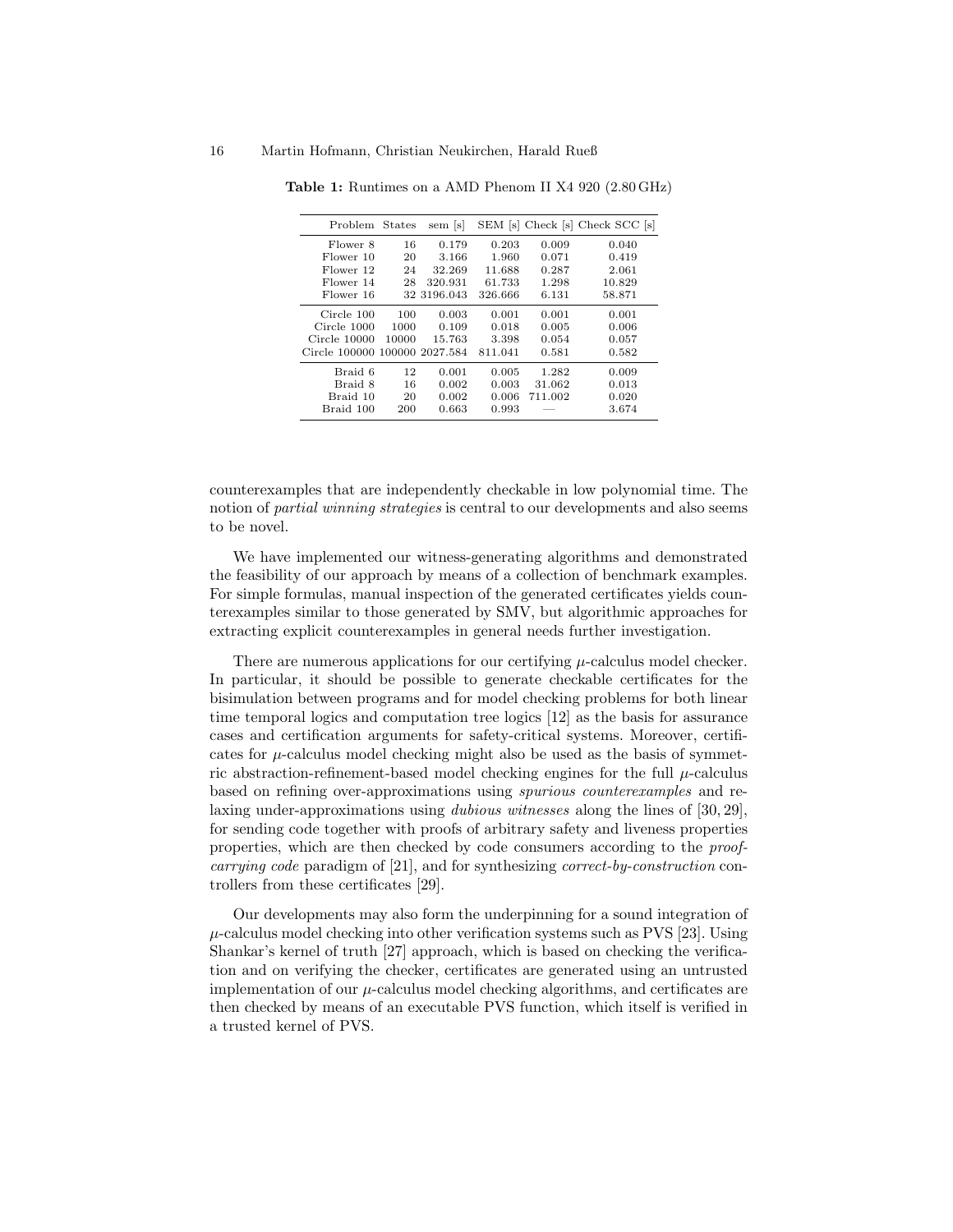**Table 1:** Runtimes on a AMD Phenom II X4 920 (2.80 GHz)

| Problem | States | sem [s] | SEM [s] | Check [s] | Check SCC [s] |
|---|---|---|---|---|---|
| Flower 8 | 16 | 0.179 | 0.203 | 0.009 | 0.040 |
| Flower 10 | 20 | 3.166 | 1.960 | 0.071 | 0.419 |
| Flower 12 | 24 | 32.269 | 11.688 | 0.287 | 2.061 |
| Flower 14 | 28 | 320.931 | 61.733 | 1.298 | 10.829 |
| Flower 16 | 32 | 3196.043 | 326.666 | 6.131 | 58.871 |
| Circle 100 | 100 | 0.003 | 0.001 | 0.001 | 0.001 |
| Circle 1000 | 1000 | 0.109 | 0.018 | 0.005 | 0.006 |
| Circle 10000 | 10000 | 15.763 | 3.398 | 0.054 | 0.057 |
| Circle 100000 | 100000 | 2027.584 | 811.041 | 0.581 | 0.582 |
| Braid 6 | 12 | 0.001 | 0.005 | 1.282 | 0.009 |
| Braid 8 | 16 | 0.002 | 0.003 | 31.062 | 0.013 |
| Braid 10 | 20 | 0.002 | 0.006 | 711.002 | 0.020 |
| Braid 100 | 200 | 0.663 | 0.993 | — | 3.674 |

counterexamples that are independently checkable in low polynomial time. The notion of *partial winning strategies* is central to our developments and also seems to be novel.

We have implemented our witness-generating algorithms and demonstrated the feasibility of our approach by means of a collection of benchmark examples. For simple formulas, manual inspection of the generated certificates yields counterexamples similar to those generated by SMV, but algorithmic approaches for extracting explicit counterexamples in general needs further investigation.

There are numerous applications for our certifying $\mu$-calculus model checker. In particular, it should be possible to generate checkable certificates for the bisimulation between programs and for model checking problems for both linear time temporal logics and computation tree logics [12] as the basis for assurance cases and certification arguments for safety-critical systems. Moreover, certificates for $\mu$-calculus model checking might also be used as the basis of symmetric abstraction-refinement-based model checking engines for the full $\mu$-calculus based on refining over-approximations using *spurious counterexamples* and relaxing under-approximations using *dubious witnesses* along the lines of [30, 29], for sending code together with proofs of arbitrary safety and liveness properties properties, which are then checked by code consumers according to the *proof-carrying code* paradigm of [21], and for synthesizing *correct-by-construction* controllers from these certificates [29].

Our developments may also form the underpinning for a sound integration of $\mu$-calculus model checking into other verification systems such as PVS [23]. Using Shankar's kernel of truth [27] approach, which is based on checking the verification and on verifying the checker, certificates are generated using an untrusted implementation of our $\mu$-calculus model checking algorithms, and certificates are then checked by means of an executable PVS function, which itself is verified in a trusted kernel of PVS.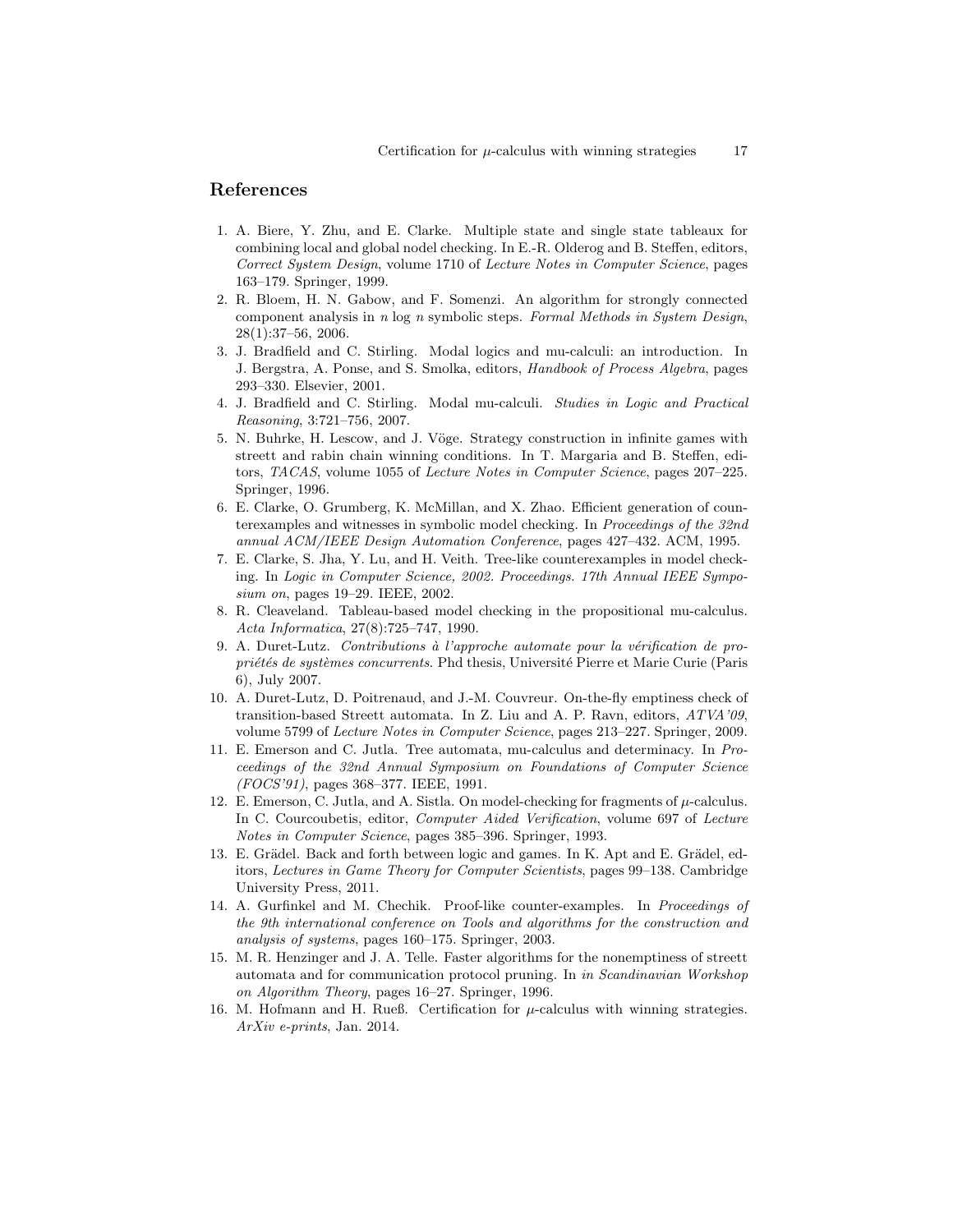## References

1. A. Biere, Y. Zhu, and E. Clarke. Multiple state and single state tableaux for combining local and global nodel checking. In E.-R. Olderog and B. Steffen, editors, *Correct System Design*, volume 1710 of *Lecture Notes in Computer Science*, pages 163–179. Springer, 1999.
2. R. Bloem, H. N. Gabow, and F. Somenzi. An algorithm for strongly connected component analysis in $n \log n$ symbolic steps. *Formal Methods in System Design*, 28(1):37–56, 2006.
3. J. Bradfield and C. Stirling. Modal logics and mu-calculi: an introduction. In J. Bergstra, A. Ponse, and S. Smolka, editors, *Handbook of Process Algebra*, pages 293–330. Elsevier, 2001.
4. J. Bradfield and C. Stirling. Modal mu-calculi. *Studies in Logic and Practical Reasoning*, 3:721–756, 2007.
5. N. Buhrke, H. Lescow, and J. Vöge. Strategy construction in infinite games with streett and rabin chain winning conditions. In T. Margaria and B. Steffen, editors, *TACAS*, volume 1055 of *Lecture Notes in Computer Science*, pages 207–225. Springer, 1996.
6. E. Clarke, O. Grumberg, K. McMillan, and X. Zhao. Efficient generation of counterexamples and witnesses in symbolic model checking. In *Proceedings of the 32nd annual ACM/IEEE Design Automation Conference*, pages 427–432. ACM, 1995.
7. E. Clarke, S. Jha, Y. Lu, and H. Veith. Tree-like counterexamples in model checking. In *Logic in Computer Science, 2002. Proceedings. 17th Annual IEEE Symposium on*, pages 19–29. IEEE, 2002.
8. R. Cleaveland. Tableau-based model checking in the propositional mu-calculus. *Acta Informatica*, 27(8):725–747, 1990.
9. A. Duret-Lutz. *Contributions à l'approche automate pour la vérification de propriétés de systèmes concurrents*. Phd thesis, Université Pierre et Marie Curie (Paris 6), July 2007.
10. A. Duret-Lutz, D. Poitrenaud, and J.-M. Couvreur. On-the-fly emptiness check of transition-based Streett automata. In Z. Liu and A. P. Ravn, editors, *ATVA'09*, volume 5799 of *Lecture Notes in Computer Science*, pages 213–227. Springer, 2009.
11. E. Emerson and C. Jutla. Tree automata, mu-calculus and determinacy. In *Proceedings of the 32nd Annual Symposium on Foundations of Computer Science (FOCS'91)*, pages 368–377. IEEE, 1991.
12. E. Emerson, C. Jutla, and A. Sistla. On model-checking for fragments of $\mu$-calculus. In C. Courcoubetis, editor, *Computer Aided Verification*, volume 697 of *Lecture Notes in Computer Science*, pages 385–396. Springer, 1993.
13. E. Grädel. Back and forth between logic and games. In K. Apt and E. Grädel, editors, *Lectures in Game Theory for Computer Scientists*, pages 99–138. Cambridge University Press, 2011.
14. A. Gurfinkel and M. Chechik. Proof-like counter-examples. In *Proceedings of the 9th international conference on Tools and algorithms for the construction and analysis of systems*, pages 160–175. Springer, 2003.
15. M. R. Henzinger and J. A. Telle. Faster algorithms for the nonemptiness of streett automata and for communication protocol pruning. In *in Scandinavian Workshop on Algorithm Theory*, pages 16–27. Springer, 1996.
16. M. Hofmann and H. Rueß. Certification for $\mu$-calculus with winning strategies. *ArXiv e-prints*, Jan. 2014.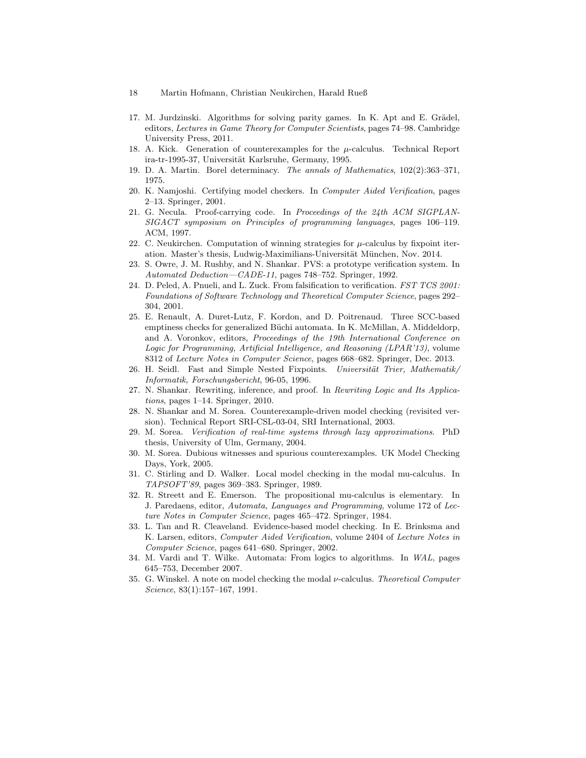17. M. Jurdzinski. Algorithms for solving parity games. In K. Apt and E. Grädel, editors, *Lectures in Game Theory for Computer Scientists*, pages 74–98. Cambridge University Press, 2011.
18. A. Kick. Generation of counterexamples for the $\mu$-calculus. Technical Report ira-tr-1995-37, Universität Karlsruhe, Germany, 1995.
19. D. A. Martin. Borel determinacy. *The annals of Mathematics*, 102(2):363–371, 1975.
20. K. Namjoshi. Certifying model checkers. In *Computer Aided Verification*, pages 2–13. Springer, 2001.
21. G. Necula. Proof-carrying code. In *Proceedings of the 24th ACM SIGPLAN-SIGACT symposium on Principles of programming languages*, pages 106–119. ACM, 1997.
22. C. Neukirchen. Computation of winning strategies for $\mu$-calculus by fixpoint iteration. Master's thesis, Ludwig-Maximilians-Universität München, Nov. 2014.
23. S. Owre, J. M. Rushby, and N. Shankar. PVS: a prototype verification system. In *Automated Deduction—CADE-11*, pages 748–752. Springer, 1992.
24. D. Peled, A. Pnueli, and L. Zuck. From falsification to verification. *FST TCS 2001: Foundations of Software Technology and Theoretical Computer Science*, pages 292–304, 2001.
25. E. Renault, A. Duret-Lutz, F. Kordon, and D. Poitrenaud. Three SCC-based emptiness checks for generalized Büchi automata. In K. McMillan, A. Middeldorp, and A. Voronkov, editors, *Proceedings of the 19th International Conference on Logic for Programming, Artificial Intelligence, and Reasoning (LPAR'13)*, volume 8312 of *Lecture Notes in Computer Science*, pages 668–682. Springer, Dec. 2013.
26. H. Seidl. Fast and Simple Nested Fixpoints. *Universität Trier, Mathematik/Informatik, Forschungsbericht*, 96-05, 1996.
27. N. Shankar. Rewriting, inference, and proof. In *Rewriting Logic and Its Applications*, pages 1–14. Springer, 2010.
28. N. Shankar and M. Sorea. Counterexample-driven model checking (revisited version). Technical Report SRI-CSL-03-04, SRI International, 2003.
29. M. Sorea. *Verification of real-time systems through lazy approximations*. PhD thesis, University of Ulm, Germany, 2004.
30. M. Sorea. Dubious witnesses and spurious counterexamples. UK Model Checking Days, York, 2005.
31. C. Stirling and D. Walker. Local model checking in the modal mu-calculus. In *TAPSOFT'89*, pages 369–383. Springer, 1989.
32. R. Streett and E. Emerson. The propositional mu-calculus is elementary. In J. Paredaens, editor, *Automata, Languages and Programming*, volume 172 of *Lecture Notes in Computer Science*, pages 465–472. Springer, 1984.
33. L. Tan and R. Cleaveland. Evidence-based model checking. In E. Brinksma and K. Larsen, editors, *Computer Aided Verification*, volume 2404 of *Lecture Notes in Computer Science*, pages 641–680. Springer, 2002.
34. M. Vardi and T. Wilke. Automata: From logics to algorithms. In *WAL*, pages 645–753, December 2007.
35. G. Winskel. A note on model checking the modal $\nu$-calculus. *Theoretical Computer Science*, 83(1):157–167, 1991.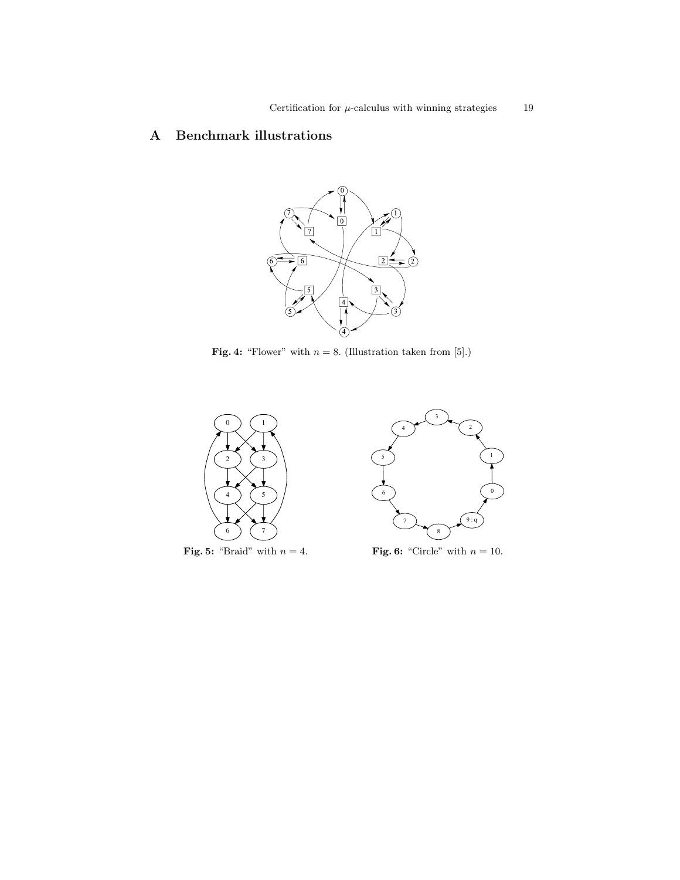## A Benchmark illustrations

0
7
0
1
7
1
6
6
2
2
5
3
4
5
3
4

**Fig. 4:** "Flower" with $n = 8$. (Illustration taken from [5].)

0
1
2
3
4
5
6
7

**Fig. 5:** "Braid" with $n = 4$.

3
4
2
5
1
6
0
7
9 : q
8

**Fig. 6:** "Circle" with $n = 10$.